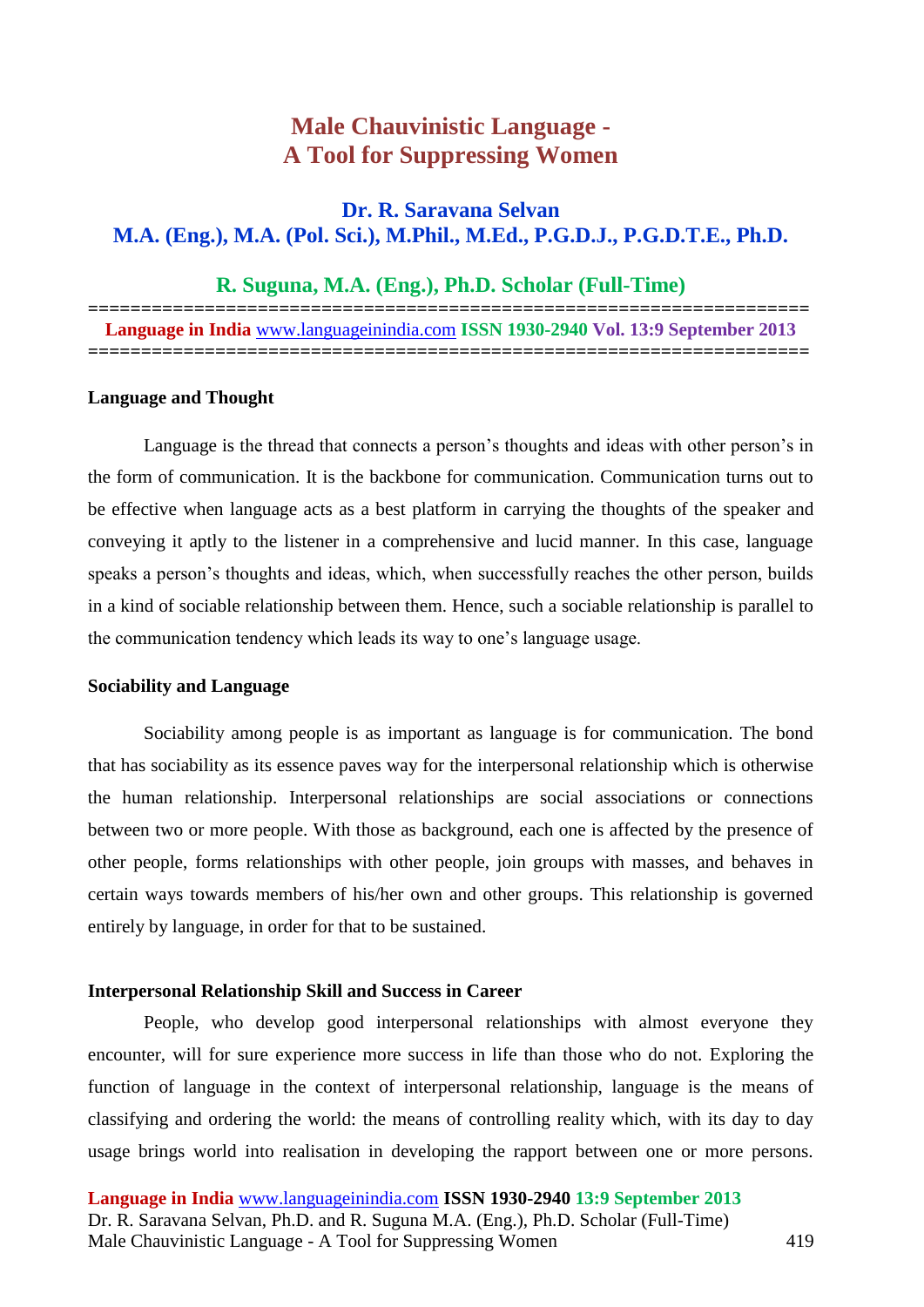# Male Chauvinistic Language - A Tool for Suppressing Women

**Dr. R. Saravana Selvan**
**M.A. (Eng.), M.A. (Pol. Sci.), M.Phil., M.Ed., P.G.D.J., P.G.D.T.E., Ph.D.**

**R. Suguna, M.A. (Eng.), Ph.D. Scholar (Full-Time)**

---

**Language in India** www.languageinindia.com **ISSN 1930-2940 Vol. 13:9 September 2013**

---

### Language and Thought

Language is the thread that connects a person's thoughts and ideas with other person's in the form of communication. It is the backbone for communication. Communication turns out to be effective when language acts as a best platform in carrying the thoughts of the speaker and conveying it aptly to the listener in a comprehensive and lucid manner. In this case, language speaks a person's thoughts and ideas, which, when successfully reaches the other person, builds in a kind of sociable relationship between them. Hence, such a sociable relationship is parallel to the communication tendency which leads its way to one's language usage.

### Sociability and Language

Sociability among people is as important as language is for communication. The bond that has sociability as its essence paves way for the interpersonal relationship which is otherwise the human relationship. Interpersonal relationships are social associations or connections between two or more people. With those as background, each one is affected by the presence of other people, forms relationships with other people, join groups with masses, and behaves in certain ways towards members of his/her own and other groups. This relationship is governed entirely by language, in order for that to be sustained.

### Interpersonal Relationship Skill and Success in Career

People, who develop good interpersonal relationships with almost everyone they encounter, will for sure experience more success in life than those who do not. Exploring the function of language in the context of interpersonal relationship, language is the means of classifying and ordering the world: the means of controlling reality which, with its day to day usage brings world into realisation in developing the rapport between one or more persons.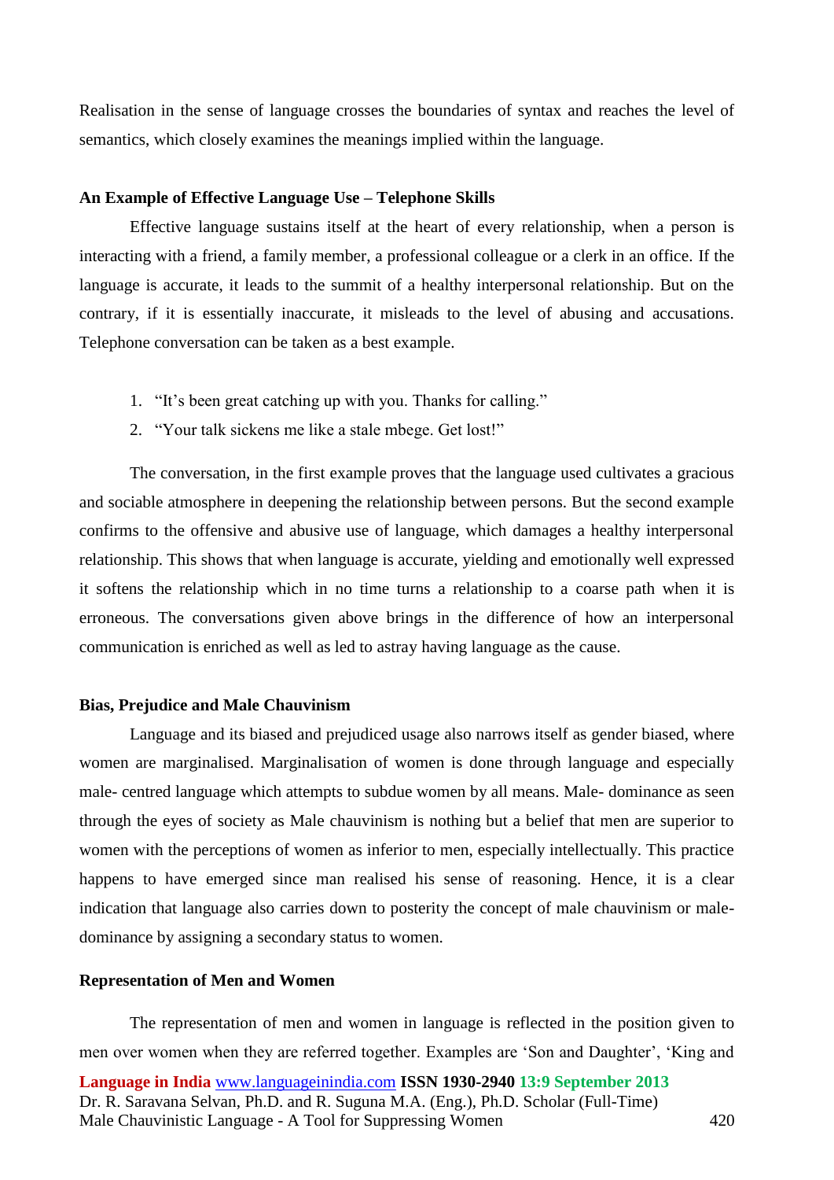Realisation in the sense of language crosses the boundaries of syntax and reaches the level of semantics, which closely examines the meanings implied within the language.

### An Example of Effective Language Use – Telephone Skills

Effective language sustains itself at the heart of every relationship, when a person is interacting with a friend, a family member, a professional colleague or a clerk in an office. If the language is accurate, it leads to the summit of a healthy interpersonal relationship. But on the contrary, if it is essentially inaccurate, it misleads to the level of abusing and accusations. Telephone conversation can be taken as a best example.

1. "It's been great catching up with you. Thanks for calling."
2. "Your talk sickens me like a stale mbege. Get lost!"

The conversation, in the first example proves that the language used cultivates a gracious and sociable atmosphere in deepening the relationship between persons. But the second example confirms to the offensive and abusive use of language, which damages a healthy interpersonal relationship. This shows that when language is accurate, yielding and emotionally well expressed it softens the relationship which in no time turns a relationship to a coarse path when it is erroneous. The conversations given above brings in the difference of how an interpersonal communication is enriched as well as led to astray having language as the cause.

### Bias, Prejudice and Male Chauvinism

Language and its biased and prejudiced usage also narrows itself as gender biased, where women are marginalised. Marginalisation of women is done through language and especially male- centred language which attempts to subdue women by all means. Male- dominance as seen through the eyes of society as Male chauvinism is nothing but a belief that men are superior to women with the perceptions of women as inferior to men, especially intellectually. This practice happens to have emerged since man realised his sense of reasoning. Hence, it is a clear indication that language also carries down to posterity the concept of male chauvinism or male-dominance by assigning a secondary status to women.

### Representation of Men and Women

The representation of men and women in language is reflected in the position given to men over women when they are referred together. Examples are 'Son and Daughter', 'King and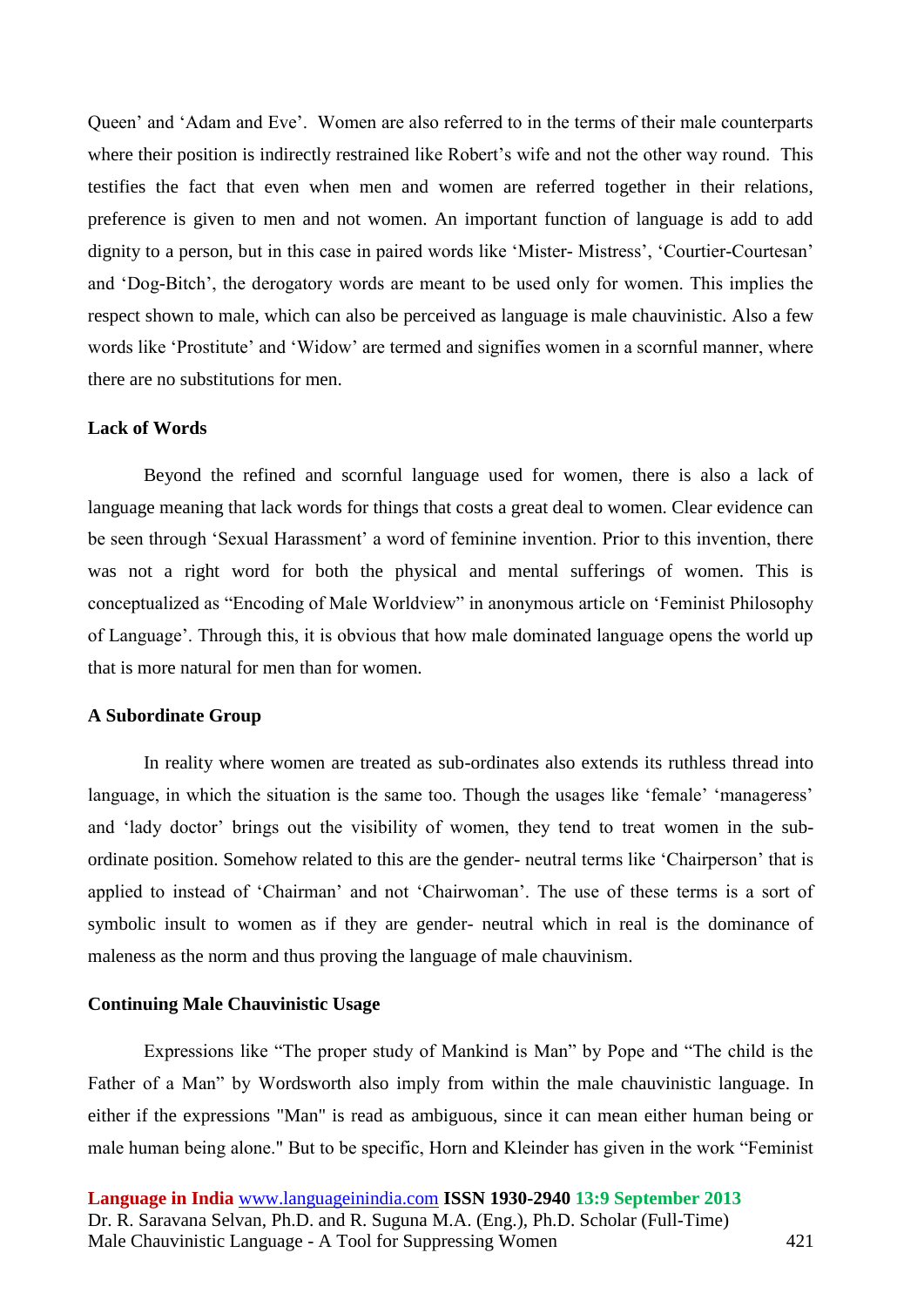Queen' and 'Adam and Eve'. Women are also referred to in the terms of their male counterparts where their position is indirectly restrained like Robert's wife and not the other way round. This testifies the fact that even when men and women are referred together in their relations, preference is given to men and not women. An important function of language is add to add dignity to a person, but in this case in paired words like 'Mister- Mistress', 'Courtier-Courtesan' and 'Dog-Bitch', the derogatory words are meant to be used only for women. This implies the respect shown to male, which can also be perceived as language is male chauvinistic. Also a few words like 'Prostitute' and 'Widow' are termed and signifies women in a scornful manner, where there are no substitutions for men.

### Lack of Words

Beyond the refined and scornful language used for women, there is also a lack of language meaning that lack words for things that costs a great deal to women. Clear evidence can be seen through 'Sexual Harassment' a word of feminine invention. Prior to this invention, there was not a right word for both the physical and mental sufferings of women. This is conceptualized as "Encoding of Male Worldview" in anonymous article on 'Feminist Philosophy of Language'. Through this, it is obvious that how male dominated language opens the world up that is more natural for men than for women.

### A Subordinate Group

In reality where women are treated as sub-ordinates also extends its ruthless thread into language, in which the situation is the same too. Though the usages like 'female' 'manageress' and 'lady doctor' brings out the visibility of women, they tend to treat women in the sub-ordinate position. Somehow related to this are the gender- neutral terms like 'Chairperson' that is applied to instead of 'Chairman' and not 'Chairwoman'. The use of these terms is a sort of symbolic insult to women as if they are gender- neutral which in real is the dominance of maleness as the norm and thus proving the language of male chauvinism.

### Continuing Male Chauvinistic Usage

Expressions like "The proper study of Mankind is Man" by Pope and "The child is the Father of a Man" by Wordsworth also imply from within the male chauvinistic language. In either if the expressions "Man" is read as ambiguous, since it can mean either human being or male human being alone." But to be specific, Horn and Kleinder has given in the work "Feminist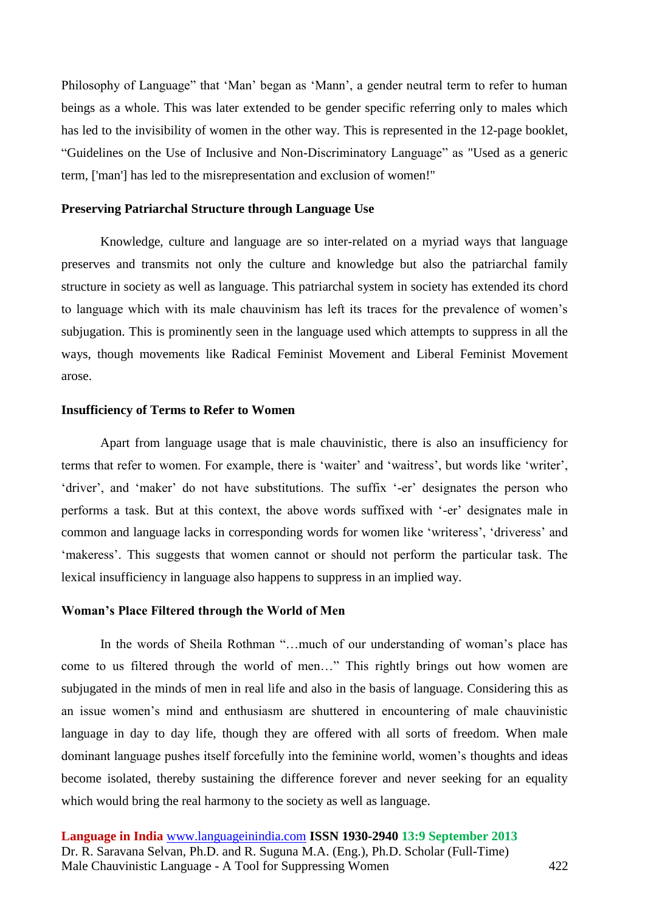Philosophy of Language" that 'Man' began as 'Mann', a gender neutral term to refer to human beings as a whole. This was later extended to be gender specific referring only to males which has led to the invisibility of women in the other way. This is represented in the 12-page booklet, "Guidelines on the Use of Inclusive and Non-Discriminatory Language" as "Used as a generic term, ['man'] has led to the misrepresentation and exclusion of women!"

**Preserving Patriarchal Structure through Language Use**

Knowledge, culture and language are so inter-related on a myriad ways that language preserves and transmits not only the culture and knowledge but also the patriarchal family structure in society as well as language. This patriarchal system in society has extended its chord to language which with its male chauvinism has left its traces for the prevalence of women's subjugation. This is prominently seen in the language used which attempts to suppress in all the ways, though movements like Radical Feminist Movement and Liberal Feminist Movement arose.

**Insufficiency of Terms to Refer to Women**

Apart from language usage that is male chauvinistic, there is also an insufficiency for terms that refer to women. For example, there is 'waiter' and 'waitress', but words like 'writer', 'driver', and 'maker' do not have substitutions. The suffix '-er' designates the person who performs a task. But at this context, the above words suffixed with '-er' designates male in common and language lacks in corresponding words for women like 'writeress', 'driveress' and 'makeress'. This suggests that women cannot or should not perform the particular task. The lexical insufficiency in language also happens to suppress in an implied way.

**Woman's Place Filtered through the World of Men**

In the words of Sheila Rothman "…much of our understanding of woman's place has come to us filtered through the world of men…" This rightly brings out how women are subjugated in the minds of men in real life and also in the basis of language. Considering this as an issue women's mind and enthusiasm are shuttered in encountering of male chauvinistic language in day to day life, though they are offered with all sorts of freedom. When male dominant language pushes itself forcefully into the feminine world, women's thoughts and ideas become isolated, thereby sustaining the difference forever and never seeking for an equality which would bring the real harmony to the society as well as language.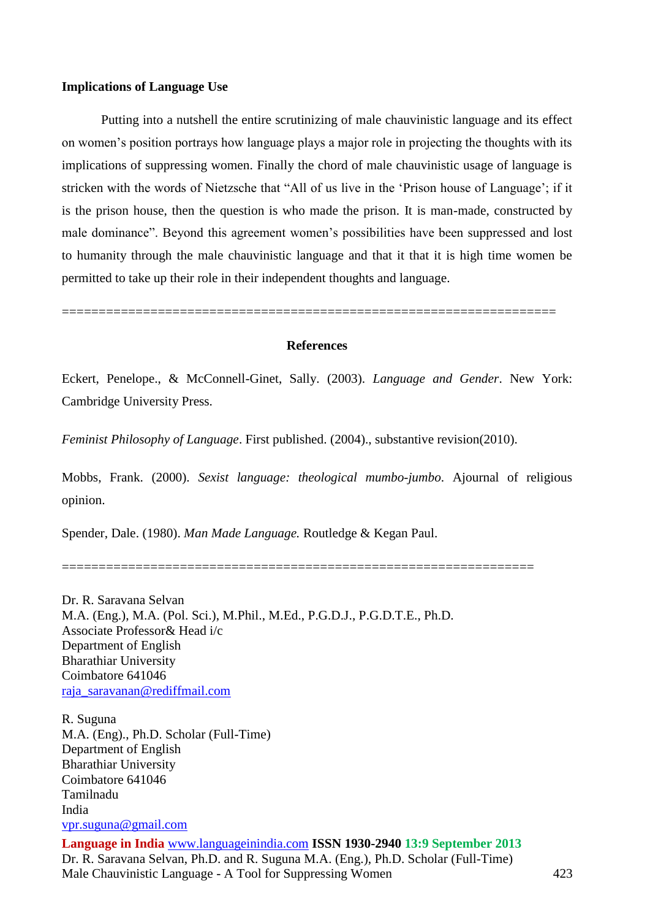**Implications of Language Use**

Putting into a nutshell the entire scrutinizing of male chauvinistic language and its effect on women's position portrays how language plays a major role in projecting the thoughts with its implications of suppressing women. Finally the chord of male chauvinistic usage of language is stricken with the words of Nietzsche that "All of us live in the 'Prison house of Language'; if it is the prison house, then the question is who made the prison. It is man-made, constructed by male dominance". Beyond this agreement women's possibilities have been suppressed and lost to humanity through the male chauvinistic language and that it that it is high time women be permitted to take up their role in their independent thoughts and language.

=================================================================

**References**

Eckert, Penelope., & McConnell-Ginet, Sally. (2003). *Language and Gender*. New York: Cambridge University Press.

*Feminist Philosophy of Language*. First published. (2004)., substantive revision(2010).

Mobbs, Frank. (2000). *Sexist language: theological mumbo-jumbo*. Ajournal of religious opinion.

Spender, Dale. (1980). *Man Made Language.* Routledge & Kegan Paul.

==============================================================

Dr. R. Saravana Selvan
M.A. (Eng.), M.A. (Pol. Sci.), M.Phil., M.Ed., P.G.D.J., P.G.D.T.E., Ph.D.
Associate Professor& Head i/c
Department of English
Bharathiar University
Coimbatore 641046
raja_saravanan@rediffmail.com

R. Suguna
M.A. (Eng)., Ph.D. Scholar (Full-Time)
Department of English
Bharathiar University
Coimbatore 641046
Tamilnadu
India
vpr.suguna@gmail.com